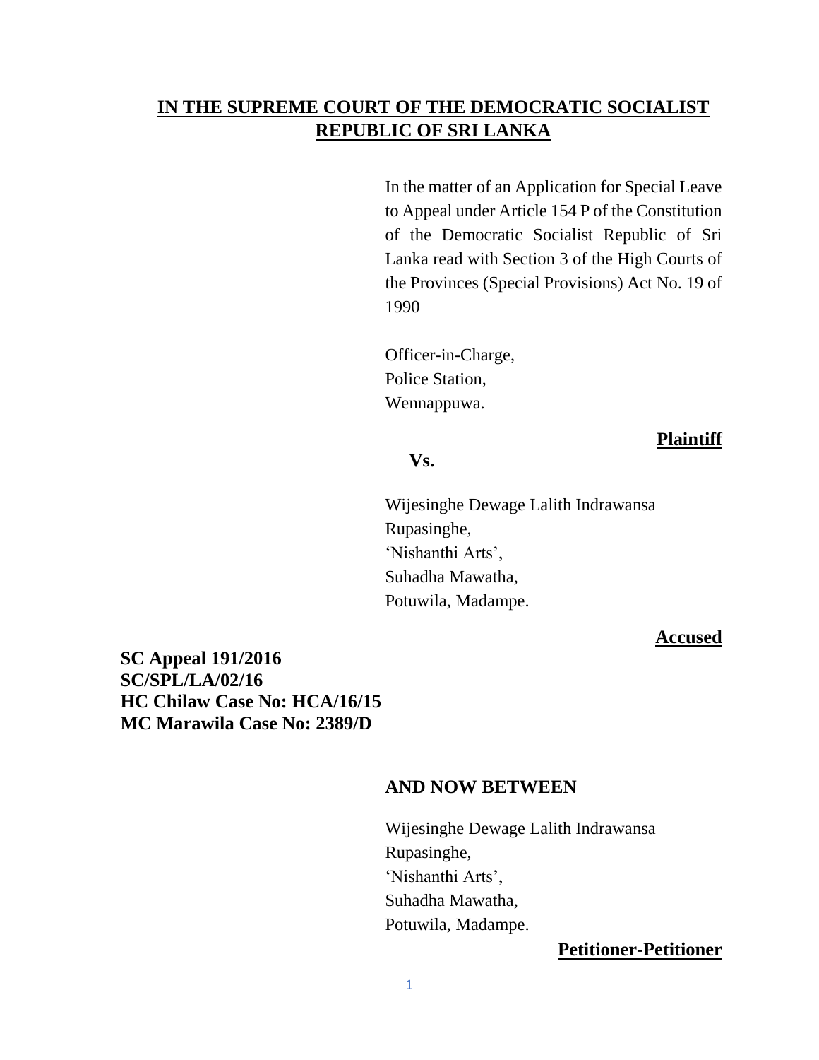# IN THE SUPREME COURT OF THE DEMOCRATIC SOCIALIST REPUBLIC OF SRI LANKA

In the matter of an Application for Special Leave to Appeal under Article 154 P of the Constitution of the Democratic Socialist Republic of Sri Lanka read with Section 3 of the High Courts of the Provinces (Special Provisions) Act No. 19 of 1990

Officer-in-Charge,
Police Station,
Wennappuwa.

**Plaintiff**

**Vs.**

Wijesinghe Dewage Lalith Indrawansa Rupasinghe,
'Nishanthi Arts',
Suhadha Mawatha,
Potuwila, Madampe.

**Accused**

**SC Appeal 191/2016**
**SC/SPL/LA/02/16**
**HC Chilaw Case No: HCA/16/15**
**MC Marawila Case No: 2389/D**

**AND NOW BETWEEN**

Wijesinghe Dewage Lalith Indrawansa Rupasinghe,
'Nishanthi Arts',
Suhadha Mawatha,
Potuwila, Madampe.

**Petitioner-Petitioner**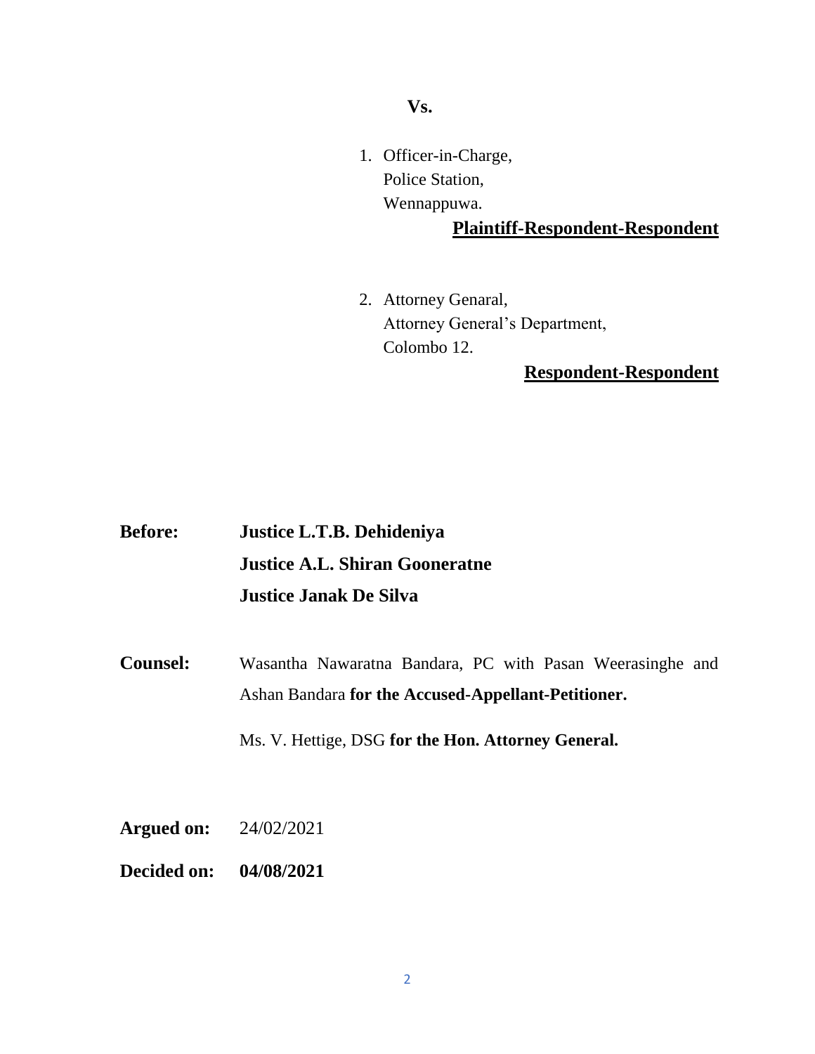**Vs.**

1. Officer-in-Charge,
   Police Station,
   Wennappuwa.

**Plaintiff-Respondent-Respondent**

2. Attorney Genaral,
   Attorney General's Department,
   Colombo 12.

**Respondent-Respondent**

**Before:** **Justice L.T.B. Dehideniya**
**Justice A.L. Shiran Gooneratne**
**Justice Janak De Silva**

**Counsel:** Wasantha Nawaratna Bandara, PC with Pasan Weerasinghe and Ashan Bandara **for the Accused-Appellant-Petitioner.**

Ms. V. Hettige, DSG **for the Hon. Attorney General.**

**Argued on:** 24/02/2021

**Decided on:** **04/08/2021**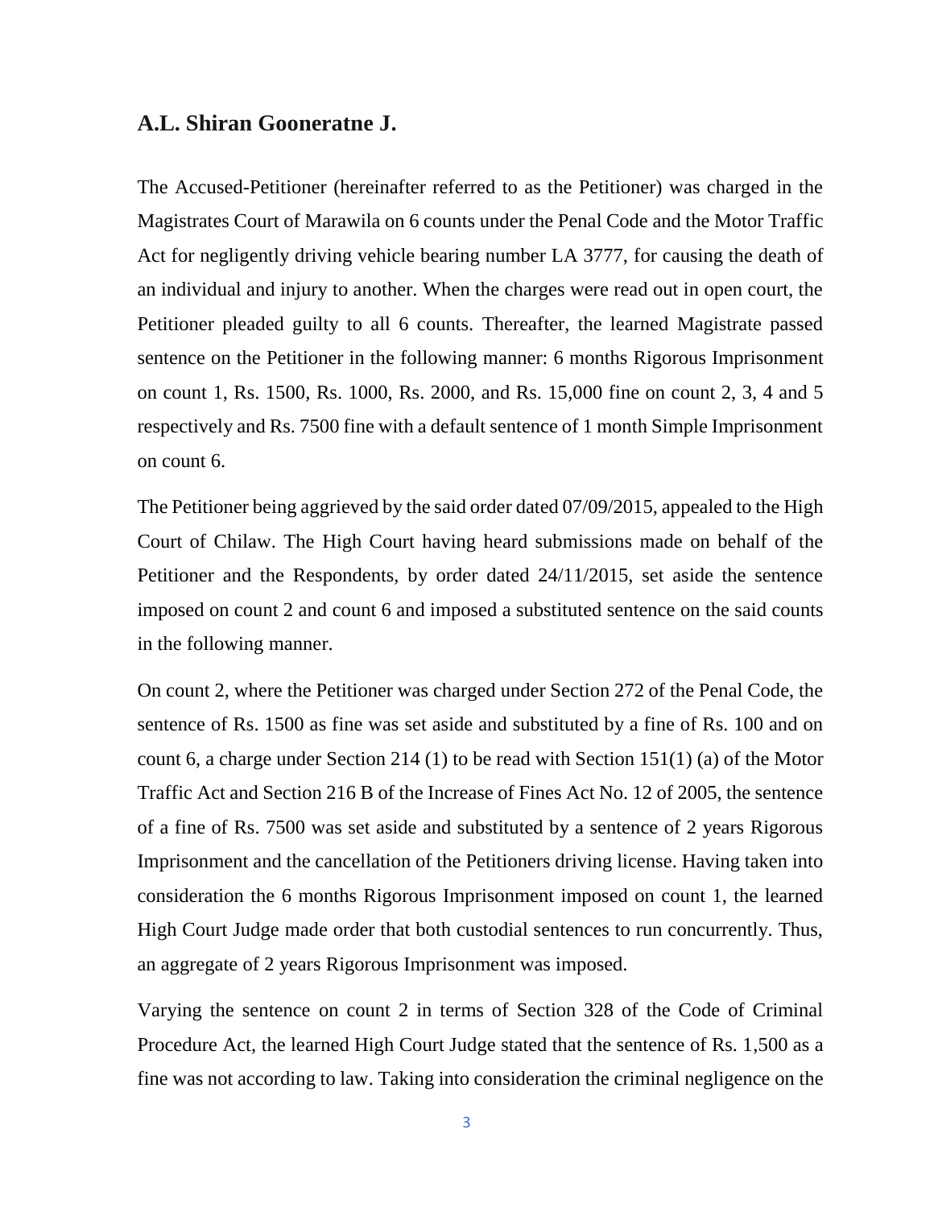## A.L. Shiran Gooneratne J.

The Accused-Petitioner (hereinafter referred to as the Petitioner) was charged in the Magistrates Court of Marawila on 6 counts under the Penal Code and the Motor Traffic Act for negligently driving vehicle bearing number LA 3777, for causing the death of an individual and injury to another. When the charges were read out in open court, the Petitioner pleaded guilty to all 6 counts. Thereafter, the learned Magistrate passed sentence on the Petitioner in the following manner: 6 months Rigorous Imprisonment on count 1, Rs. 1500, Rs. 1000, Rs. 2000, and Rs. 15,000 fine on count 2, 3, 4 and 5 respectively and Rs. 7500 fine with a default sentence of 1 month Simple Imprisonment on count 6.

The Petitioner being aggrieved by the said order dated 07/09/2015, appealed to the High Court of Chilaw. The High Court having heard submissions made on behalf of the Petitioner and the Respondents, by order dated 24/11/2015, set aside the sentence imposed on count 2 and count 6 and imposed a substituted sentence on the said counts in the following manner.

On count 2, where the Petitioner was charged under Section 272 of the Penal Code, the sentence of Rs. 1500 as fine was set aside and substituted by a fine of Rs. 100 and on count 6, a charge under Section 214 (1) to be read with Section 151(1) (a) of the Motor Traffic Act and Section 216 B of the Increase of Fines Act No. 12 of 2005, the sentence of a fine of Rs. 7500 was set aside and substituted by a sentence of 2 years Rigorous Imprisonment and the cancellation of the Petitioners driving license. Having taken into consideration the 6 months Rigorous Imprisonment imposed on count 1, the learned High Court Judge made order that both custodial sentences to run concurrently. Thus, an aggregate of 2 years Rigorous Imprisonment was imposed.

Varying the sentence on count 2 in terms of Section 328 of the Code of Criminal Procedure Act, the learned High Court Judge stated that the sentence of Rs. 1,500 as a fine was not according to law. Taking into consideration the criminal negligence on the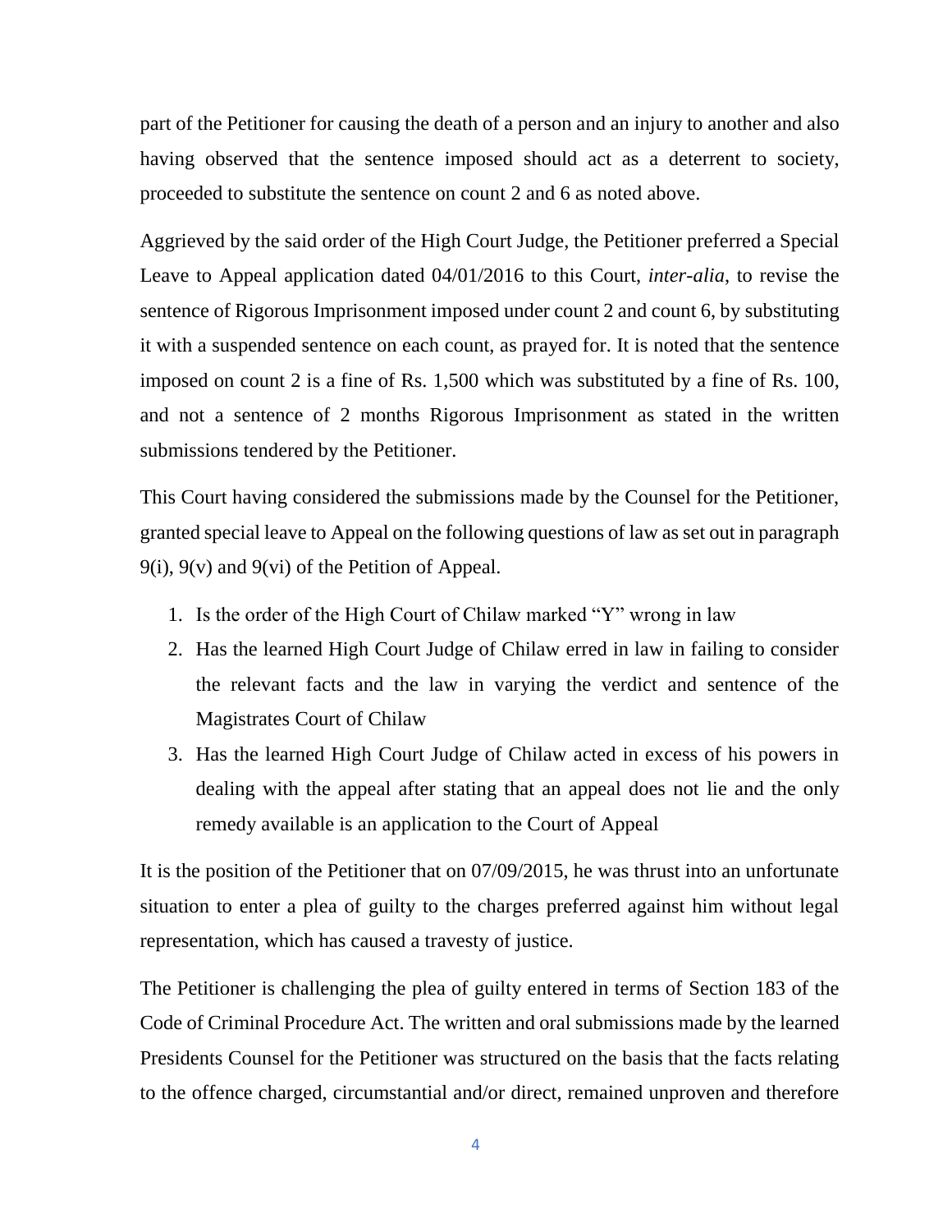part of the Petitioner for causing the death of a person and an injury to another and also having observed that the sentence imposed should act as a deterrent to society, proceeded to substitute the sentence on count 2 and 6 as noted above.

Aggrieved by the said order of the High Court Judge, the Petitioner preferred a Special Leave to Appeal application dated 04/01/2016 to this Court, *inter-alia*, to revise the sentence of Rigorous Imprisonment imposed under count 2 and count 6, by substituting it with a suspended sentence on each count, as prayed for. It is noted that the sentence imposed on count 2 is a fine of Rs. 1,500 which was substituted by a fine of Rs. 100, and not a sentence of 2 months Rigorous Imprisonment as stated in the written submissions tendered by the Petitioner.

This Court having considered the submissions made by the Counsel for the Petitioner, granted special leave to Appeal on the following questions of law as set out in paragraph 9(i), 9(v) and 9(vi) of the Petition of Appeal.

1. Is the order of the High Court of Chilaw marked "Y" wrong in law
2. Has the learned High Court Judge of Chilaw erred in law in failing to consider the relevant facts and the law in varying the verdict and sentence of the Magistrates Court of Chilaw
3. Has the learned High Court Judge of Chilaw acted in excess of his powers in dealing with the appeal after stating that an appeal does not lie and the only remedy available is an application to the Court of Appeal

It is the position of the Petitioner that on 07/09/2015, he was thrust into an unfortunate situation to enter a plea of guilty to the charges preferred against him without legal representation, which has caused a travesty of justice.

The Petitioner is challenging the plea of guilty entered in terms of Section 183 of the Code of Criminal Procedure Act. The written and oral submissions made by the learned Presidents Counsel for the Petitioner was structured on the basis that the facts relating to the offence charged, circumstantial and/or direct, remained unproven and therefore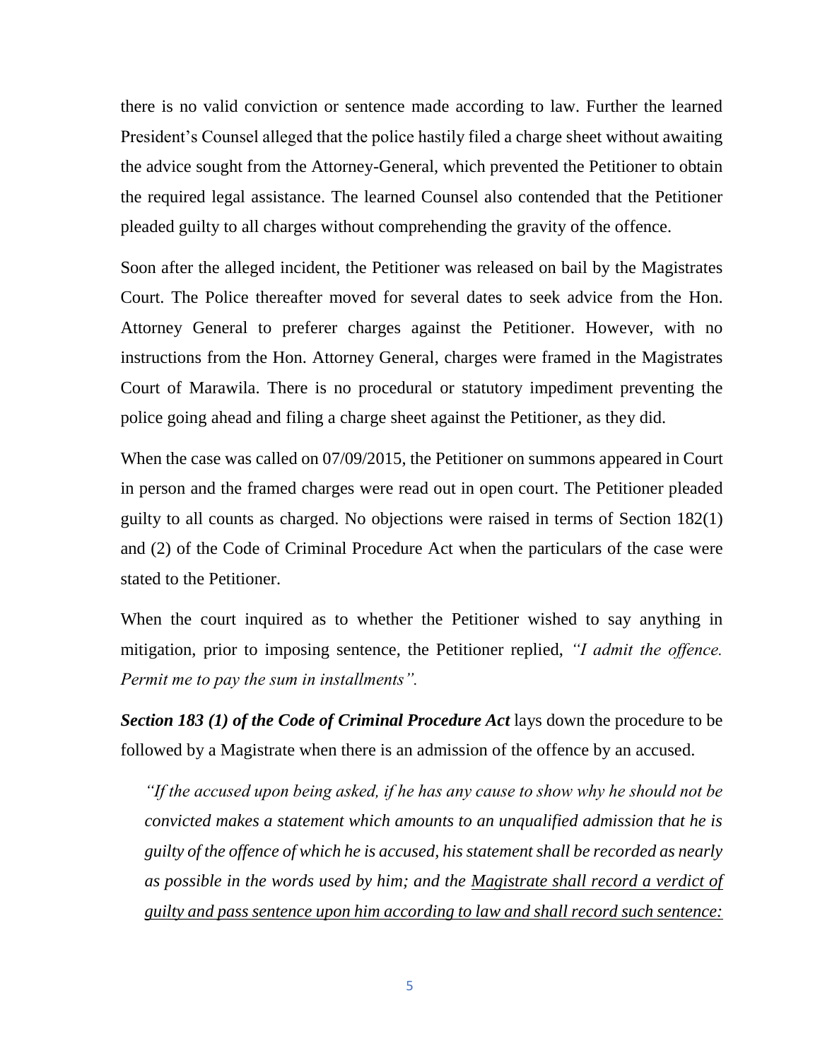there is no valid conviction or sentence made according to law. Further the learned President's Counsel alleged that the police hastily filed a charge sheet without awaiting the advice sought from the Attorney-General, which prevented the Petitioner to obtain the required legal assistance. The learned Counsel also contended that the Petitioner pleaded guilty to all charges without comprehending the gravity of the offence.

Soon after the alleged incident, the Petitioner was released on bail by the Magistrates Court. The Police thereafter moved for several dates to seek advice from the Hon. Attorney General to preferer charges against the Petitioner. However, with no instructions from the Hon. Attorney General, charges were framed in the Magistrates Court of Marawila. There is no procedural or statutory impediment preventing the police going ahead and filing a charge sheet against the Petitioner, as they did.

When the case was called on 07/09/2015, the Petitioner on summons appeared in Court in person and the framed charges were read out in open court. The Petitioner pleaded guilty to all counts as charged. No objections were raised in terms of Section 182(1) and (2) of the Code of Criminal Procedure Act when the particulars of the case were stated to the Petitioner.

When the court inquired as to whether the Petitioner wished to say anything in mitigation, prior to imposing sentence, the Petitioner replied, *"I admit the offence. Permit me to pay the sum in installments".*

***Section 183 (1) of the Code of Criminal Procedure Act*** lays down the procedure to be followed by a Magistrate when there is an admission of the offence by an accused.

> *"If the accused upon being asked, if he has any cause to show why he should not be convicted makes a statement which amounts to an unqualified admission that he is guilty of the offence of which he is accused, his statement shall be recorded as nearly as possible in the words used by him; and the <u>Magistrate shall record a verdict of guilty and pass sentence upon him according to law and shall record such sentence:</u>*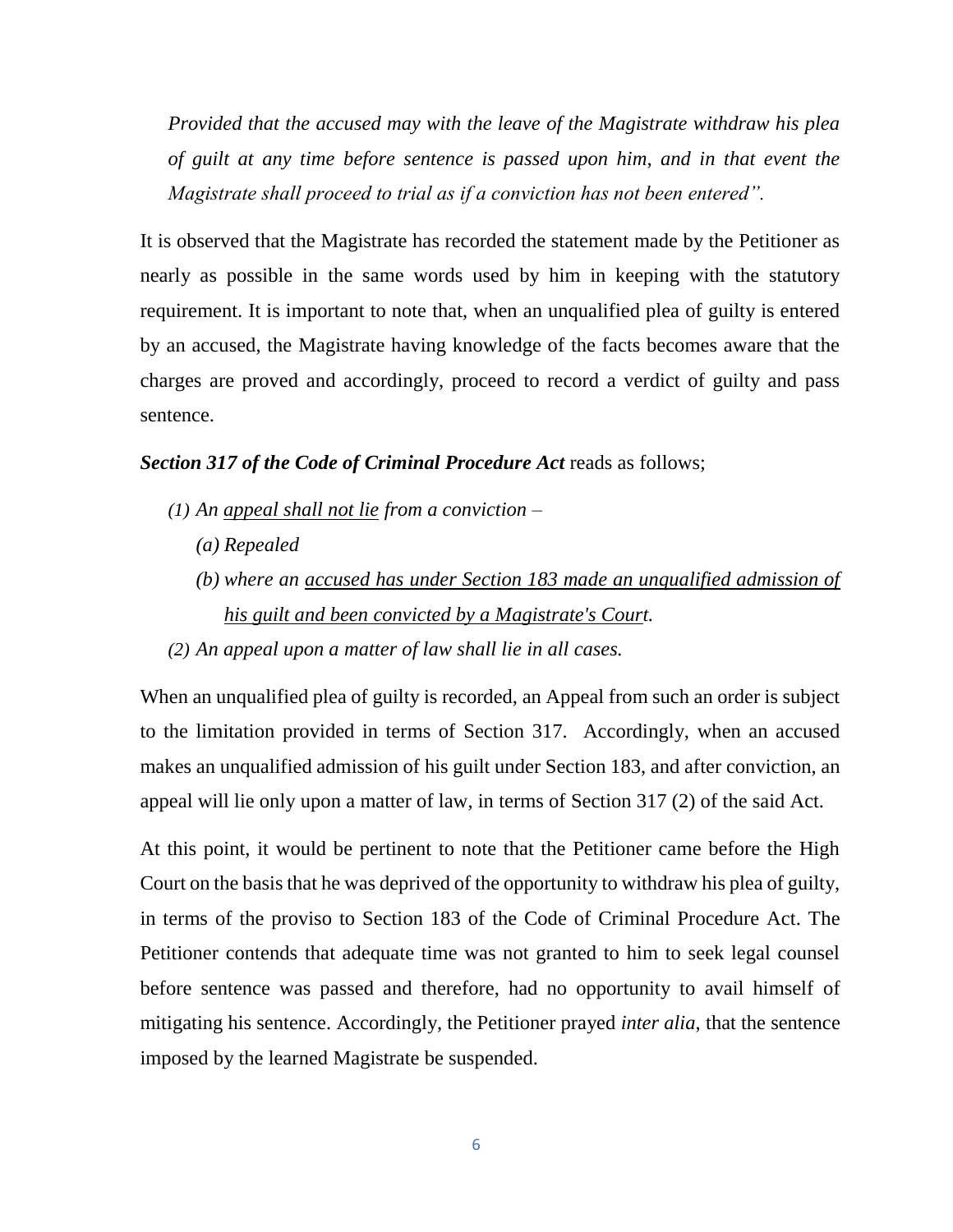*Provided that the accused may with the leave of the Magistrate withdraw his plea of guilt at any time before sentence is passed upon him, and in that event the Magistrate shall proceed to trial as if a conviction has not been entered".*

It is observed that the Magistrate has recorded the statement made by the Petitioner as nearly as possible in the same words used by him in keeping with the statutory requirement. It is important to note that, when an unqualified plea of guilty is entered by an accused, the Magistrate having knowledge of the facts becomes aware that the charges are proved and accordingly, proceed to record a verdict of guilty and pass sentence.

***Section 317 of the Code of Criminal Procedure Act*** reads as follows;

*(1) An <u>appeal shall not lie</u> from a conviction –*

*(a) Repealed*

*(b) where an <u>accused has under Section 183 made an unqualified admission of his guilt and been convicted by a Magistrate's Court</u>.*

*(2) An appeal upon a matter of law shall lie in all cases.*

When an unqualified plea of guilty is recorded, an Appeal from such an order is subject to the limitation provided in terms of Section 317. Accordingly, when an accused makes an unqualified admission of his guilt under Section 183, and after conviction, an appeal will lie only upon a matter of law, in terms of Section 317 (2) of the said Act.

At this point, it would be pertinent to note that the Petitioner came before the High Court on the basis that he was deprived of the opportunity to withdraw his plea of guilty, in terms of the proviso to Section 183 of the Code of Criminal Procedure Act. The Petitioner contends that adequate time was not granted to him to seek legal counsel before sentence was passed and therefore, had no opportunity to avail himself of mitigating his sentence. Accordingly, the Petitioner prayed *inter alia*, that the sentence imposed by the learned Magistrate be suspended.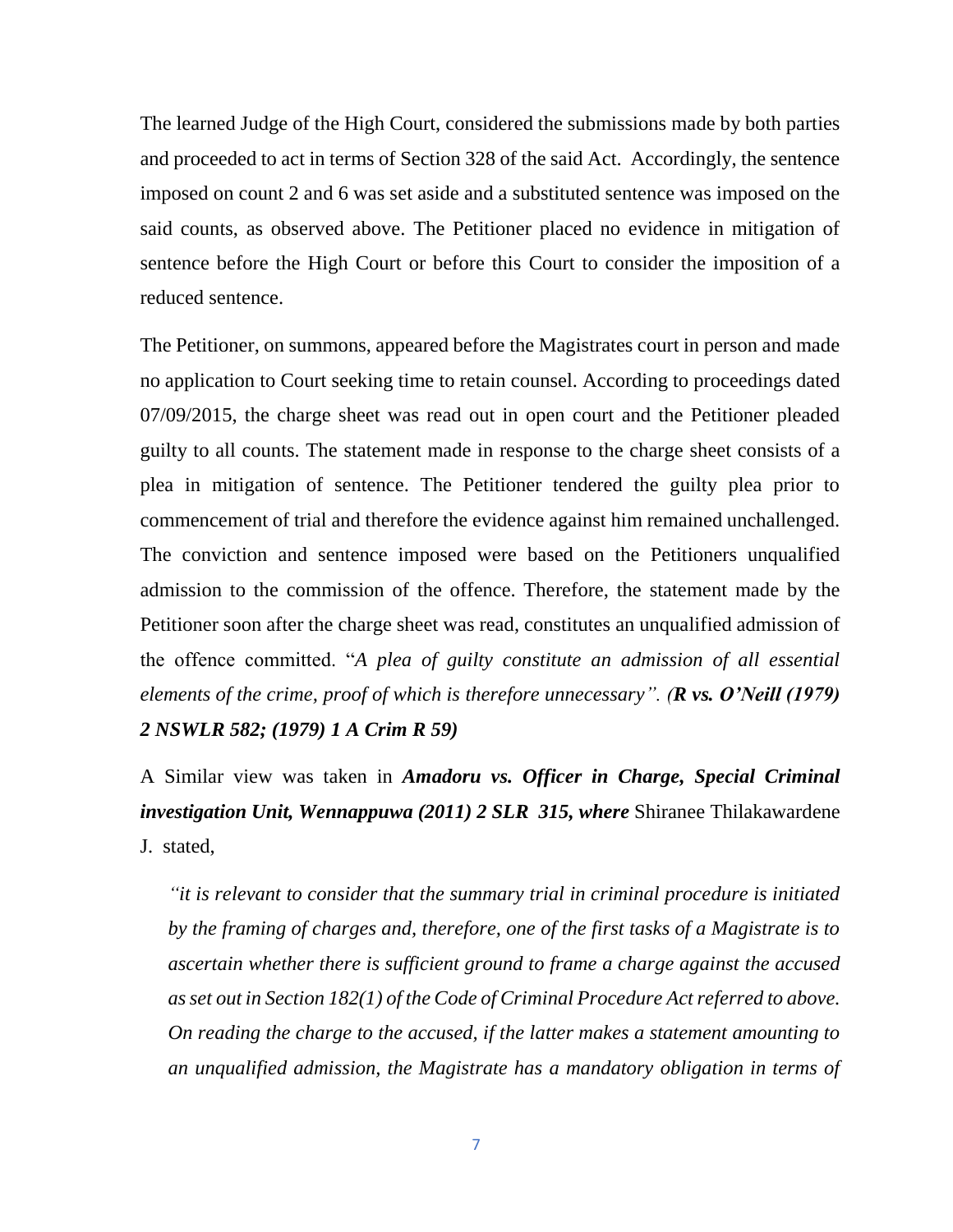The learned Judge of the High Court, considered the submissions made by both parties and proceeded to act in terms of Section 328 of the said Act. Accordingly, the sentence imposed on count 2 and 6 was set aside and a substituted sentence was imposed on the said counts, as observed above. The Petitioner placed no evidence in mitigation of sentence before the High Court or before this Court to consider the imposition of a reduced sentence.

The Petitioner, on summons, appeared before the Magistrates court in person and made no application to Court seeking time to retain counsel. According to proceedings dated 07/09/2015, the charge sheet was read out in open court and the Petitioner pleaded guilty to all counts. The statement made in response to the charge sheet consists of a plea in mitigation of sentence. The Petitioner tendered the guilty plea prior to commencement of trial and therefore the evidence against him remained unchallenged. The conviction and sentence imposed were based on the Petitioners unqualified admission to the commission of the offence. Therefore, the statement made by the Petitioner soon after the charge sheet was read, constitutes an unqualified admission of the offence committed. "*A plea of guilty constitute an admission of all essential elements of the crime, proof of which is therefore unnecessary". (**R vs. O'Neill (1979) 2 NSWLR 582; (1979) 1 A Crim R 59)***

A Similar view was taken in ***Amadoru vs. Officer in Charge, Special Criminal investigation Unit, Wennappuwa (2011) 2 SLR 315, where*** Shiranee Thilakawardene J. stated,

> *"it is relevant to consider that the summary trial in criminal procedure is initiated by the framing of charges and, therefore, one of the first tasks of a Magistrate is to ascertain whether there is sufficient ground to frame a charge against the accused as set out in Section 182(1) of the Code of Criminal Procedure Act referred to above. On reading the charge to the accused, if the latter makes a statement amounting to an unqualified admission, the Magistrate has a mandatory obligation in terms of*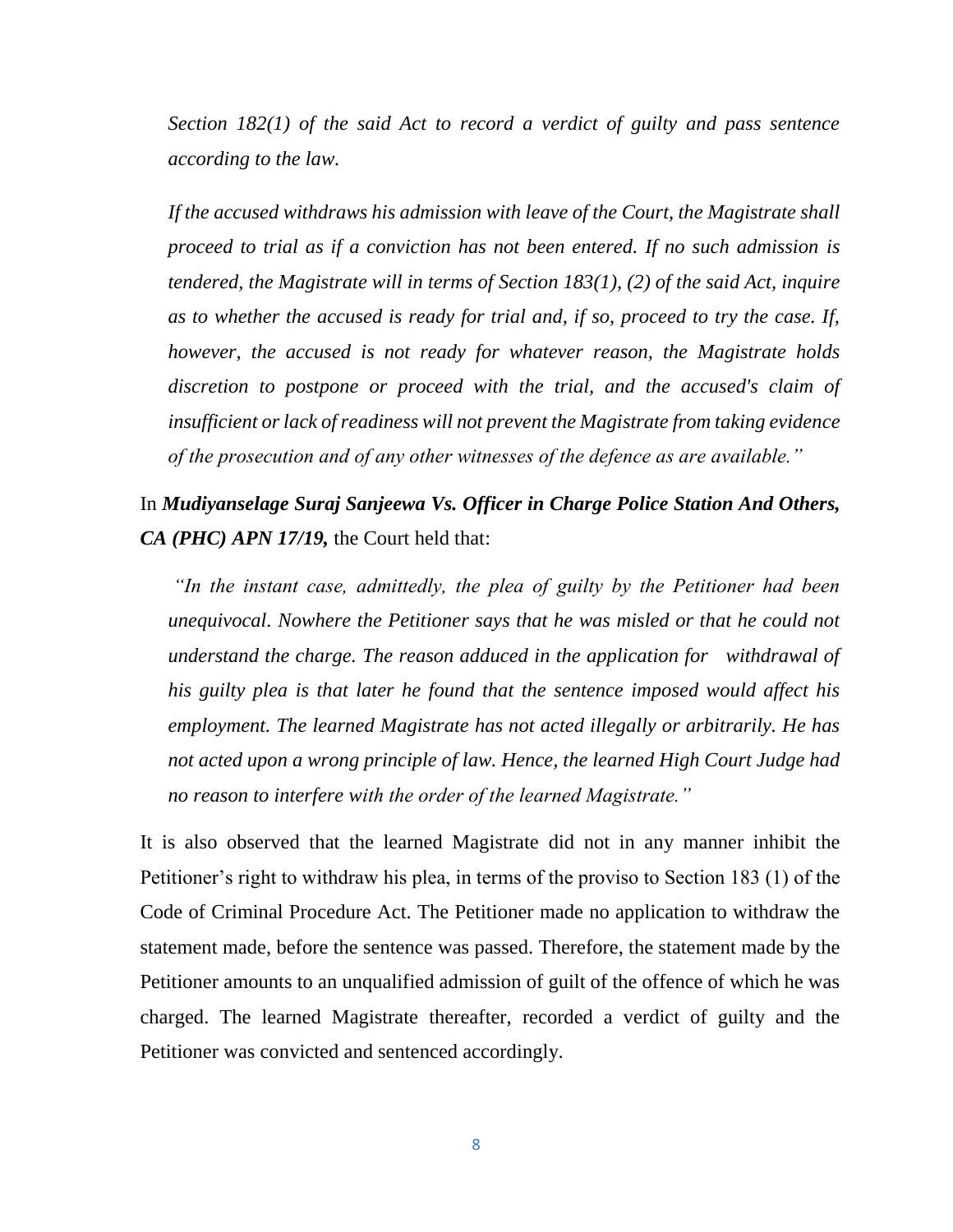*Section 182(1) of the said Act to record a verdict of guilty and pass sentence according to the law.*

*If the accused withdraws his admission with leave of the Court, the Magistrate shall proceed to trial as if a conviction has not been entered. If no such admission is tendered, the Magistrate will in terms of Section 183(1), (2) of the said Act, inquire as to whether the accused is ready for trial and, if so, proceed to try the case. If, however, the accused is not ready for whatever reason, the Magistrate holds discretion to postpone or proceed with the trial, and the accused's claim of insufficient or lack of readiness will not prevent the Magistrate from taking evidence of the prosecution and of any other witnesses of the defence as are available."*

In ***Mudiyanselage Suraj Sanjeewa Vs. Officer in Charge Police Station And Others, CA (PHC) APN 17/19,*** the Court held that:

*"In the instant case, admittedly, the plea of guilty by the Petitioner had been unequivocal. Nowhere the Petitioner says that he was misled or that he could not understand the charge. The reason adduced in the application for withdrawal of his guilty plea is that later he found that the sentence imposed would affect his employment. The learned Magistrate has not acted illegally or arbitrarily. He has not acted upon a wrong principle of law. Hence, the learned High Court Judge had no reason to interfere with the order of the learned Magistrate."*

It is also observed that the learned Magistrate did not in any manner inhibit the Petitioner's right to withdraw his plea, in terms of the proviso to Section 183 (1) of the Code of Criminal Procedure Act. The Petitioner made no application to withdraw the statement made, before the sentence was passed. Therefore, the statement made by the Petitioner amounts to an unqualified admission of guilt of the offence of which he was charged. The learned Magistrate thereafter, recorded a verdict of guilty and the Petitioner was convicted and sentenced accordingly.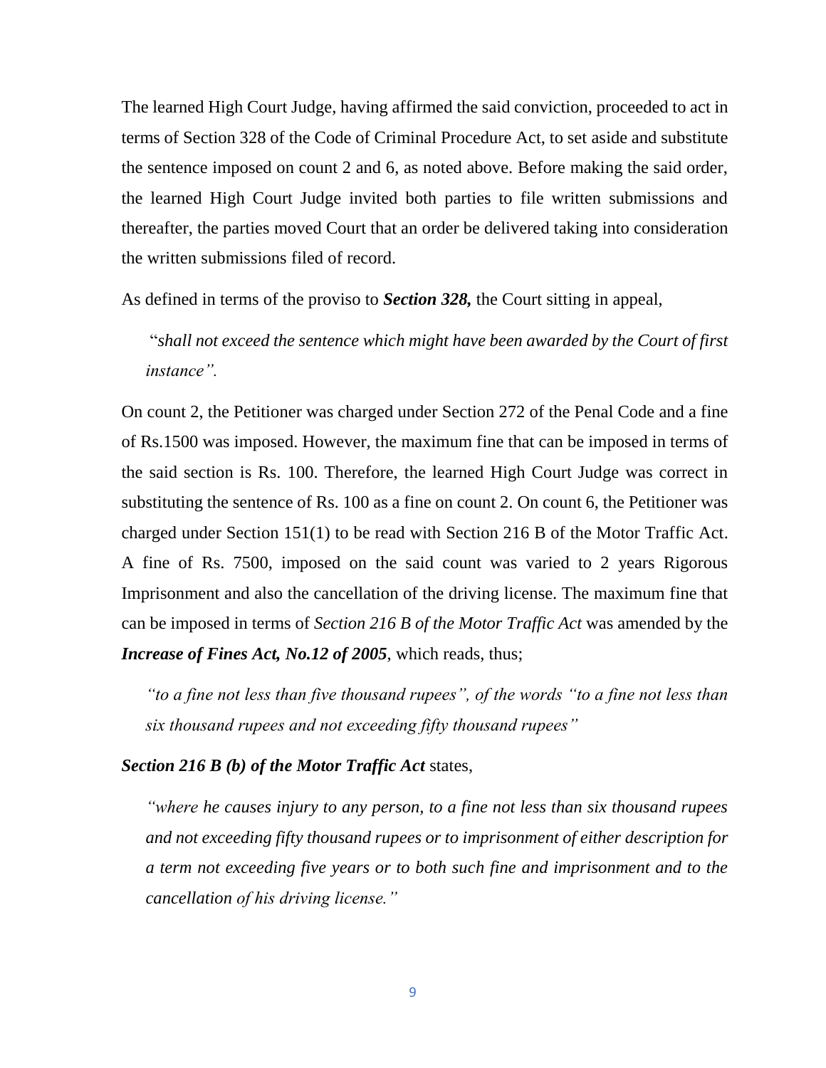The learned High Court Judge, having affirmed the said conviction, proceeded to act in terms of Section 328 of the Code of Criminal Procedure Act, to set aside and substitute the sentence imposed on count 2 and 6, as noted above. Before making the said order, the learned High Court Judge invited both parties to file written submissions and thereafter, the parties moved Court that an order be delivered taking into consideration the written submissions filed of record.

As defined in terms of the proviso to ***Section 328,*** the Court sitting in appeal,

> "*shall not exceed the sentence which might have been awarded by the Court of first instance".*

On count 2, the Petitioner was charged under Section 272 of the Penal Code and a fine of Rs.1500 was imposed. However, the maximum fine that can be imposed in terms of the said section is Rs. 100. Therefore, the learned High Court Judge was correct in substituting the sentence of Rs. 100 as a fine on count 2. On count 6, the Petitioner was charged under Section 151(1) to be read with Section 216 B of the Motor Traffic Act. A fine of Rs. 7500, imposed on the said count was varied to 2 years Rigorous Imprisonment and also the cancellation of the driving license. The maximum fine that can be imposed in terms of *Section 216 B of the Motor Traffic Act* was amended by the ***Increase of Fines Act, No.12 of 2005***, which reads, thus;

> *"to a fine not less than five thousand rupees", of the words "to a fine not less than six thousand rupees and not exceeding fifty thousand rupees"*

***Section 216 B (b) of the Motor Traffic Act*** states,

> *"where he causes injury to any person, to a fine not less than six thousand rupees and not exceeding fifty thousand rupees or to imprisonment of either description for a term not exceeding five years or to both such fine and imprisonment and to the cancellation of his driving license."*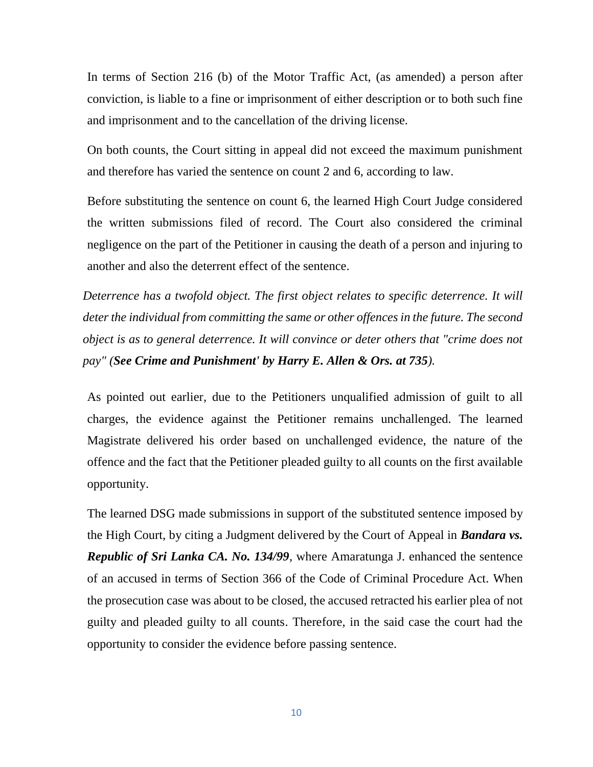In terms of Section 216 (b) of the Motor Traffic Act, (as amended) a person after conviction, is liable to a fine or imprisonment of either description or to both such fine and imprisonment and to the cancellation of the driving license.

On both counts, the Court sitting in appeal did not exceed the maximum punishment and therefore has varied the sentence on count 2 and 6, according to law.

Before substituting the sentence on count 6, the learned High Court Judge considered the written submissions filed of record. The Court also considered the criminal negligence on the part of the Petitioner in causing the death of a person and injuring to another and also the deterrent effect of the sentence.

*Deterrence has a twofold object. The first object relates to specific deterrence. It will deter the individual from committing the same or other offences in the future. The second object is as to general deterrence. It will convince or deter others that "crime does not pay" (**See Crime and Punishment' by Harry E. Allen & Ors. at 735**).*

As pointed out earlier, due to the Petitioners unqualified admission of guilt to all charges, the evidence against the Petitioner remains unchallenged. The learned Magistrate delivered his order based on unchallenged evidence, the nature of the offence and the fact that the Petitioner pleaded guilty to all counts on the first available opportunity.

The learned DSG made submissions in support of the substituted sentence imposed by the High Court, by citing a Judgment delivered by the Court of Appeal in ***Bandara vs. Republic of Sri Lanka CA. No. 134/99***, where Amaratunga J. enhanced the sentence of an accused in terms of Section 366 of the Code of Criminal Procedure Act. When the prosecution case was about to be closed, the accused retracted his earlier plea of not guilty and pleaded guilty to all counts. Therefore, in the said case the court had the opportunity to consider the evidence before passing sentence.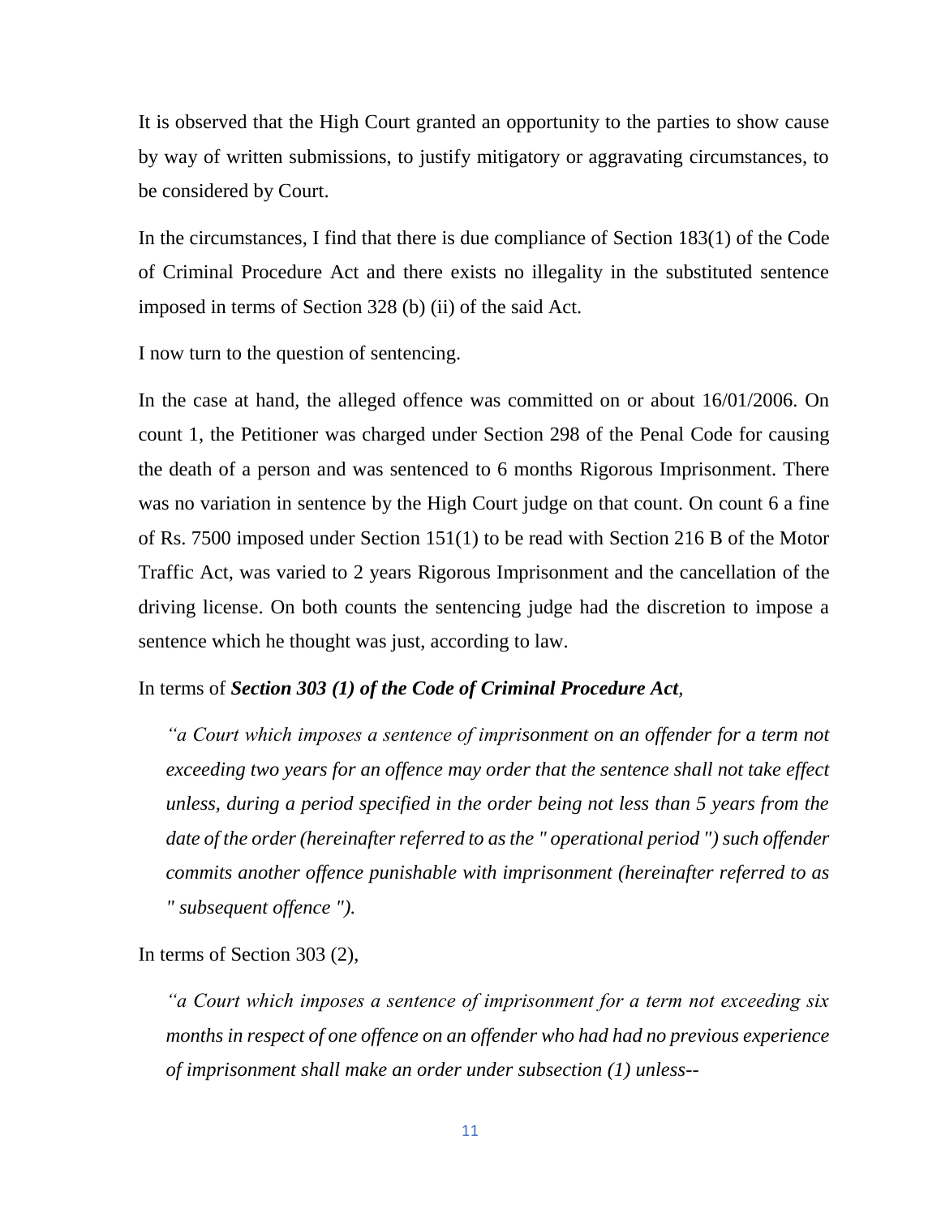It is observed that the High Court granted an opportunity to the parties to show cause by way of written submissions, to justify mitigatory or aggravating circumstances, to be considered by Court.

In the circumstances, I find that there is due compliance of Section 183(1) of the Code of Criminal Procedure Act and there exists no illegality in the substituted sentence imposed in terms of Section 328 (b) (ii) of the said Act.

I now turn to the question of sentencing.

In the case at hand, the alleged offence was committed on or about 16/01/2006. On count 1, the Petitioner was charged under Section 298 of the Penal Code for causing the death of a person and was sentenced to 6 months Rigorous Imprisonment. There was no variation in sentence by the High Court judge on that count. On count 6 a fine of Rs. 7500 imposed under Section 151(1) to be read with Section 216 B of the Motor Traffic Act, was varied to 2 years Rigorous Imprisonment and the cancellation of the driving license. On both counts the sentencing judge had the discretion to impose a sentence which he thought was just, according to law.

In terms of ***Section 303 (1) of the Code of Criminal Procedure Act***,

> *"a Court which imposes a sentence of imprisonment on an offender for a term not exceeding two years for an offence may order that the sentence shall not take effect unless, during a period specified in the order being not less than 5 years from the date of the order (hereinafter referred to as the " operational period ") such offender commits another offence punishable with imprisonment (hereinafter referred to as " subsequent offence ").*

In terms of Section 303 (2),

> *"a Court which imposes a sentence of imprisonment for a term not exceeding six months in respect of one offence on an offender who had had no previous experience of imprisonment shall make an order under subsection (1) unless--*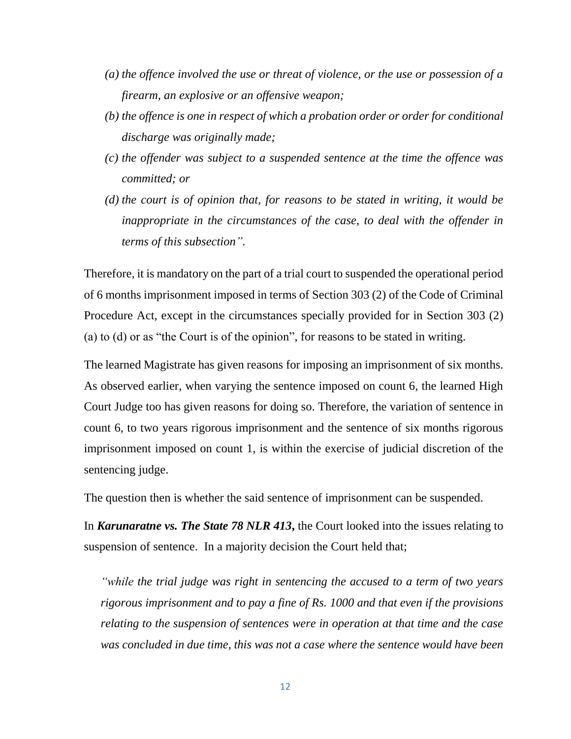*(a) the offence involved the use or threat of violence, or the use or possession of a firearm, an explosive or an offensive weapon;*

*(b) the offence is one in respect of which a probation order or order for conditional discharge was originally made;*

*(c) the offender was subject to a suspended sentence at the time the offence was committed; or*

*(d) the court is of opinion that, for reasons to be stated in writing, it would be inappropriate in the circumstances of the case, to deal with the offender in terms of this subsection".*

Therefore, it is mandatory on the part of a trial court to suspended the operational period of 6 months imprisonment imposed in terms of Section 303 (2) of the Code of Criminal Procedure Act, except in the circumstances specially provided for in Section 303 (2) (a) to (d) or as "the Court is of the opinion", for reasons to be stated in writing.

The learned Magistrate has given reasons for imposing an imprisonment of six months. As observed earlier, when varying the sentence imposed on count 6, the learned High Court Judge too has given reasons for doing so. Therefore, the variation of sentence in count 6, to two years rigorous imprisonment and the sentence of six months rigorous imprisonment imposed on count 1, is within the exercise of judicial discretion of the sentencing judge.

The question then is whether the said sentence of imprisonment can be suspended.

In ***Karunaratne vs. The State 78 NLR 413***, the Court looked into the issues relating to suspension of sentence. In a majority decision the Court held that;

*"while the trial judge was right in sentencing the accused to a term of two years rigorous imprisonment and to pay a fine of Rs. 1000 and that even if the provisions relating to the suspension of sentences were in operation at that time and the case was concluded in due time, this was not a case where the sentence would have been*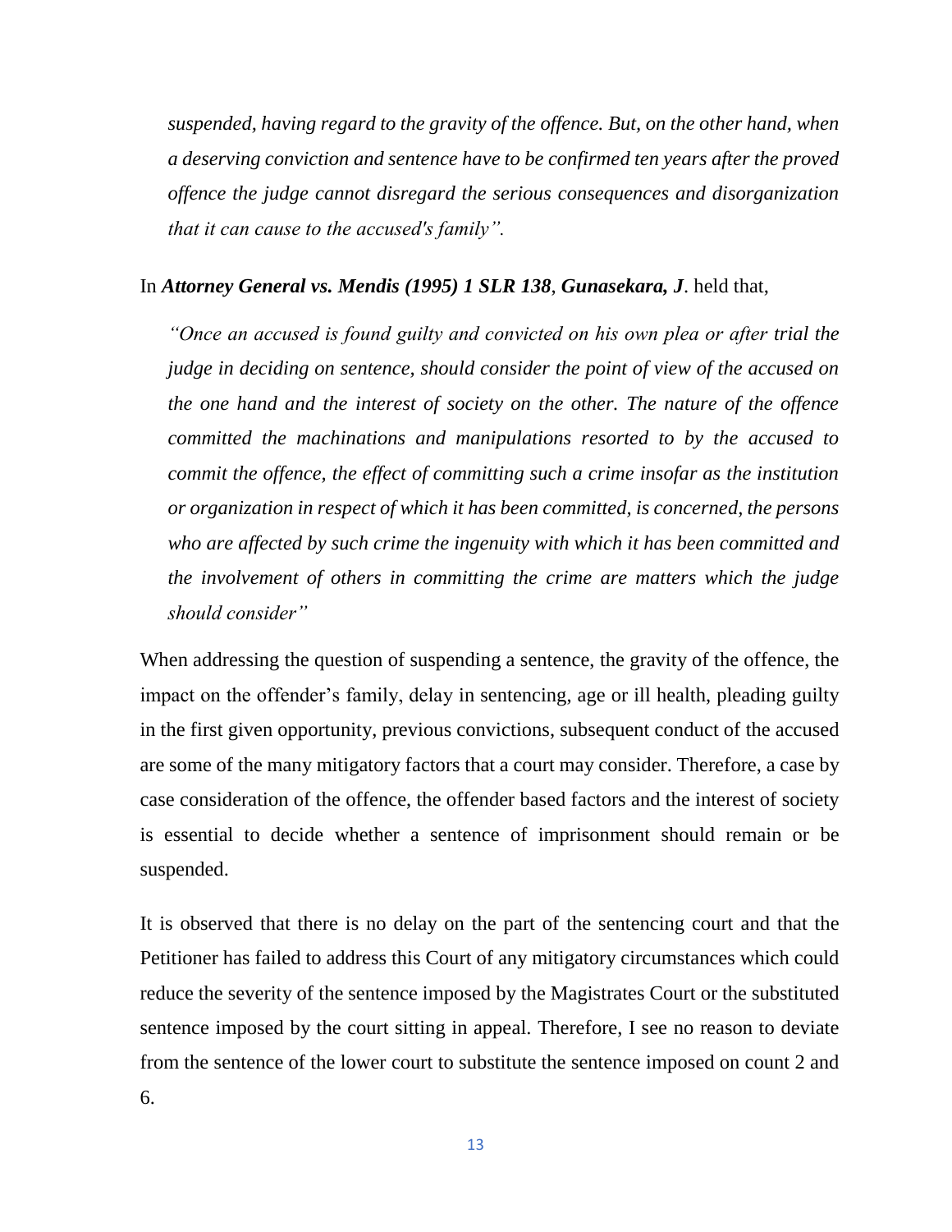*suspended, having regard to the gravity of the offence. But, on the other hand, when a deserving conviction and sentence have to be confirmed ten years after the proved offence the judge cannot disregard the serious consequences and disorganization that it can cause to the accused's family".*

In ***Attorney General vs. Mendis (1995) 1 SLR 138***, ***Gunasekara, J***. held that,

> *"Once an accused is found guilty and convicted on his own plea or after trial the judge in deciding on sentence, should consider the point of view of the accused on the one hand and the interest of society on the other. The nature of the offence committed the machinations and manipulations resorted to by the accused to commit the offence, the effect of committing such a crime insofar as the institution or organization in respect of which it has been committed, is concerned, the persons who are affected by such crime the ingenuity with which it has been committed and the involvement of others in committing the crime are matters which the judge should consider"*

When addressing the question of suspending a sentence, the gravity of the offence, the impact on the offender's family, delay in sentencing, age or ill health, pleading guilty in the first given opportunity, previous convictions, subsequent conduct of the accused are some of the many mitigatory factors that a court may consider. Therefore, a case by case consideration of the offence, the offender based factors and the interest of society is essential to decide whether a sentence of imprisonment should remain or be suspended.

It is observed that there is no delay on the part of the sentencing court and that the Petitioner has failed to address this Court of any mitigatory circumstances which could reduce the severity of the sentence imposed by the Magistrates Court or the substituted sentence imposed by the court sitting in appeal. Therefore, I see no reason to deviate from the sentence of the lower court to substitute the sentence imposed on count 2 and 6.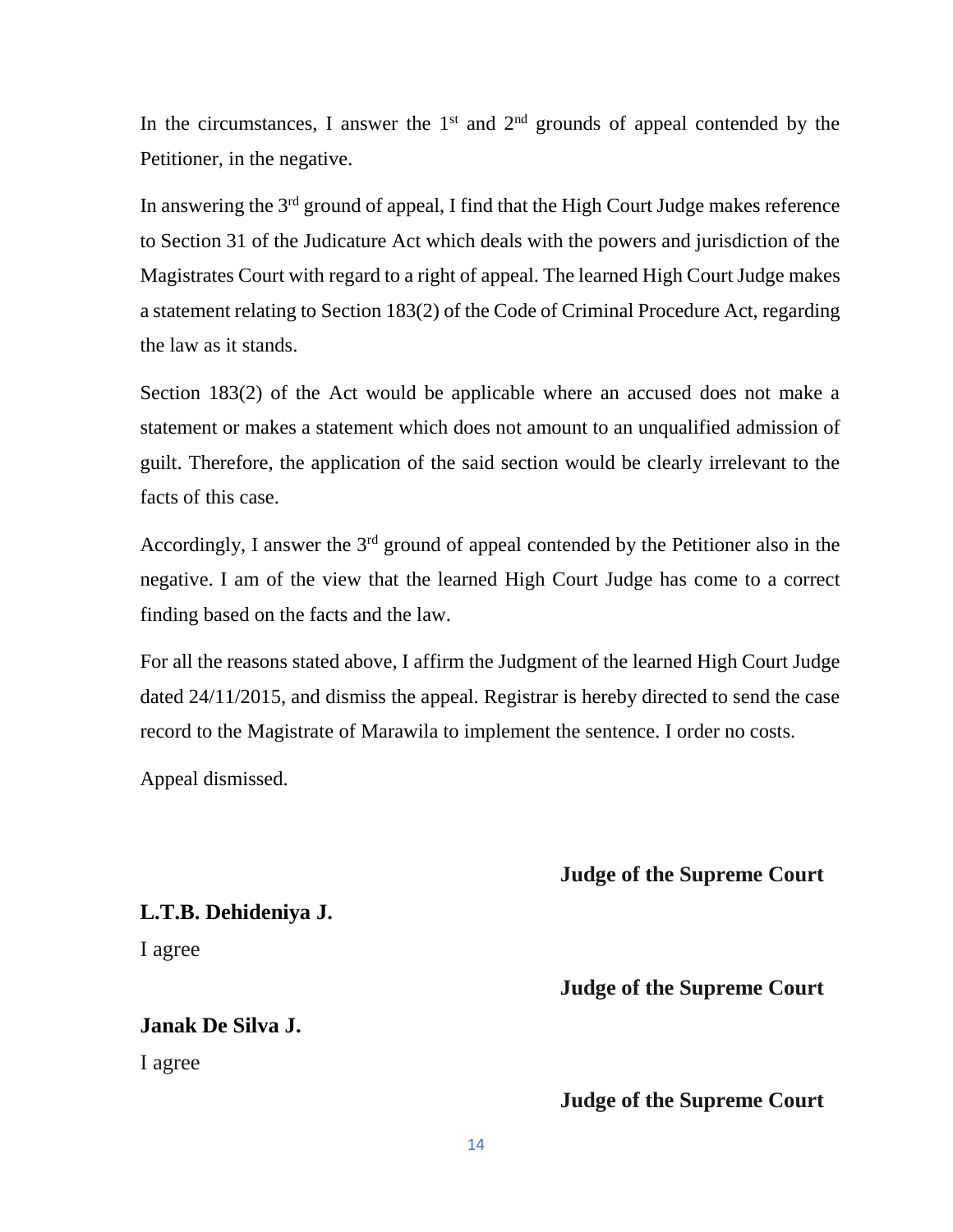In the circumstances, I answer the 1st and 2nd grounds of appeal contended by the Petitioner, in the negative.

In answering the 3rd ground of appeal, I find that the High Court Judge makes reference to Section 31 of the Judicature Act which deals with the powers and jurisdiction of the Magistrates Court with regard to a right of appeal. The learned High Court Judge makes a statement relating to Section 183(2) of the Code of Criminal Procedure Act, regarding the law as it stands.

Section 183(2) of the Act would be applicable where an accused does not make a statement or makes a statement which does not amount to an unqualified admission of guilt. Therefore, the application of the said section would be clearly irrelevant to the facts of this case.

Accordingly, I answer the 3rd ground of appeal contended by the Petitioner also in the negative. I am of the view that the learned High Court Judge has come to a correct finding based on the facts and the law.

For all the reasons stated above, I affirm the Judgment of the learned High Court Judge dated 24/11/2015, and dismiss the appeal. Registrar is hereby directed to send the case record to the Magistrate of Marawila to implement the sentence. I order no costs.

Appeal dismissed.

**Judge of the Supreme Court**

**L.T.B. Dehideniya J.**

I agree

**Judge of the Supreme Court**

**Janak De Silva J.**

I agree

**Judge of the Supreme Court**